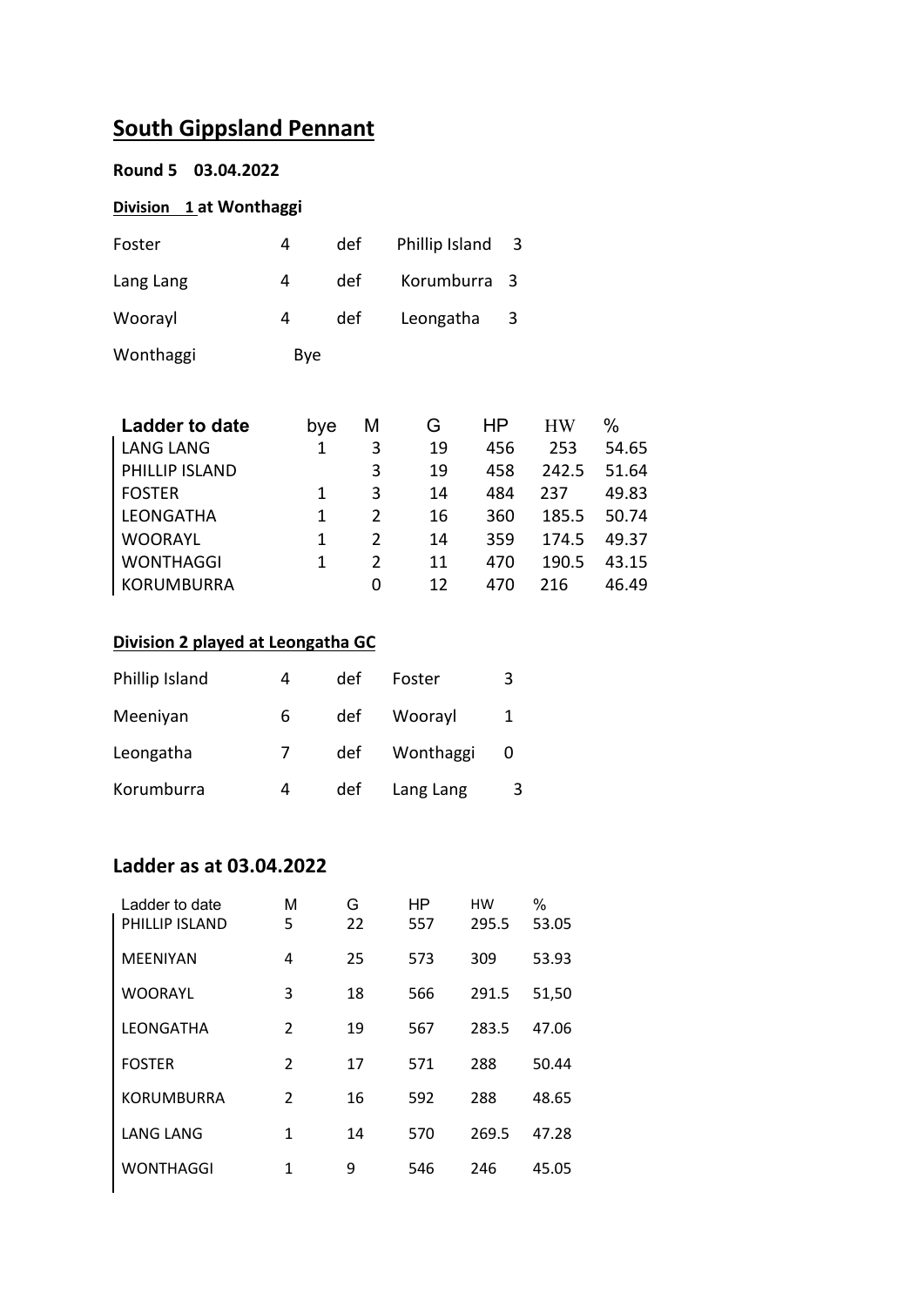# South Gippsland Pennant

**Round 5 03.04.2022**

**Division 1 at Wonthaggi**

| | | | | |
|---|---|---|---|---|
| Foster | 4 | def | Phillip Island | 3 |
| Lang Lang | 4 | def | Korumburra | 3 |
| Woorayl | 4 | def | Leongatha | 3 |
| Wonthaggi | Bye | | | |

| Ladder to date | bye | M | G | HP | HW | % |
|---|---|---|---|---|---|---|
| LANG LANG | 1 | 3 | 19 | 456 | 253 | 54.65 |
| PHILLIP ISLAND | | 3 | 19 | 458 | 242.5 | 51.64 |
| FOSTER | 1 | 3 | 14 | 484 | 237 | 49.83 |
| LEONGATHA | 1 | 2 | 16 | 360 | 185.5 | 50.74 |
| WOORAYL | 1 | 2 | 14 | 359 | 174.5 | 49.37 |
| WONTHAGGI | 1 | 2 | 11 | 470 | 190.5 | 43.15 |
| KORUMBURRA | | 0 | 12 | 470 | 216 | 46.49 |

**Division 2 played at Leongatha GC**

| | | | | |
|---|---|---|---|---|
| Phillip Island | 4 | def | Foster | 3 |
| Meeniyan | 6 | def | Woorayl | 1 |
| Leongatha | 7 | def | Wonthaggi | 0 |
| Korumburra | 4 | def | Lang Lang | 3 |

## Ladder as at 03.04.2022

| Ladder to date | M | G | HP | HW | % |
|---|---|---|---|---|---|
| PHILLIP ISLAND | 5 | 22 | 557 | 295.5 | 53.05 |
| MEENIYAN | 4 | 25 | 573 | 309 | 53.93 |
| WOORAYL | 3 | 18 | 566 | 291.5 | 51,50 |
| LEONGATHA | 2 | 19 | 567 | 283.5 | 47.06 |
| FOSTER | 2 | 17 | 571 | 288 | 50.44 |
| KORUMBURRA | 2 | 16 | 592 | 288 | 48.65 |
| LANG LANG | 1 | 14 | 570 | 269.5 | 47.28 |
| WONTHAGGI | 1 | 9 | 546 | 246 | 45.05 |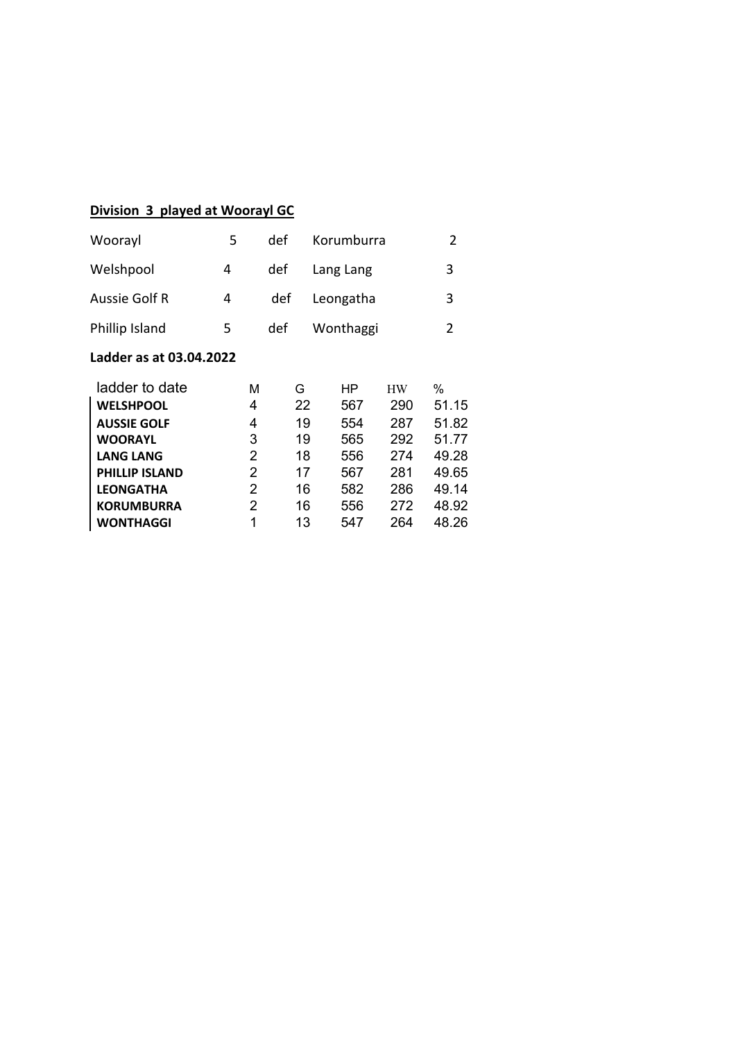**<u>Division 3 played at Woorayl GC</u>**

| | | | | |
|---|---|---|---|---|
| Woorayl | 5 | def | Korumburra | 2 |
| Welshpool | 4 | def | Lang Lang | 3 |
| Aussie Golf R | 4 | def | Leongatha | 3 |
| Phillip Island | 5 | def | Wonthaggi | 2 |

**Ladder as at 03.04.2022**

| ladder to date | M | G | HP | HW | % |
|---|---|---|---|---|---|
| **WELSHPOOL** | 4 | 22 | 567 | 290 | 51.15 |
| **AUSSIE GOLF** | 4 | 19 | 554 | 287 | 51.82 |
| **WOORAYL** | 3 | 19 | 565 | 292 | 51.77 |
| **LANG LANG** | 2 | 18 | 556 | 274 | 49.28 |
| **PHILLIP ISLAND** | 2 | 17 | 567 | 281 | 49.65 |
| **LEONGATHA** | 2 | 16 | 582 | 286 | 49.14 |
| **KORUMBURRA** | 2 | 16 | 556 | 272 | 48.92 |
| **WONTHAGGI** | 1 | 13 | 547 | 264 | 48.26 |